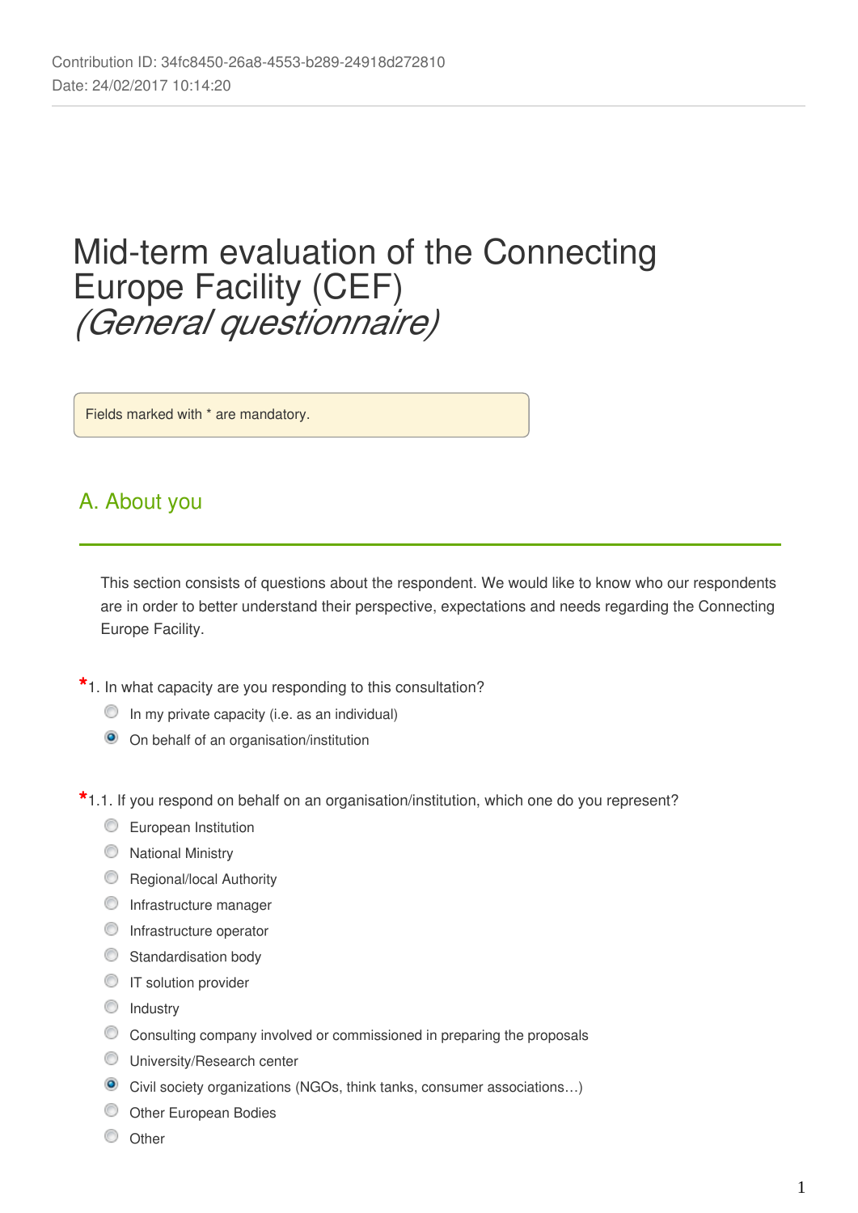Contribution ID: 34fc8450-26a8-4553-b289-24918d272810
Date: 24/02/2017 10:14:20

# Mid-term evaluation of the Connecting Europe Facility (CEF)
# *(General questionnaire)*

Fields marked with * are mandatory.

## A. About you

This section consists of questions about the respondent. We would like to know who our respondents are in order to better understand their perspective, expectations and needs regarding the Connecting Europe Facility.

*1. In what capacity are you responding to this consultation?

- ○ In my private capacity (i.e. as an individual)
- ◉ On behalf of an organisation/institution

*1.1. If you respond on behalf on an organisation/institution, which one do you represent?

- ○ European Institution
- ○ National Ministry
- ○ Regional/local Authority
- ○ Infrastructure manager
- ○ Infrastructure operator
- ○ Standardisation body
- ○ IT solution provider
- ○ Industry
- ○ Consulting company involved or commissioned in preparing the proposals
- ○ University/Research center
- ◉ Civil society organizations (NGOs, think tanks, consumer associations…)
- ○ Other European Bodies
- ○ Other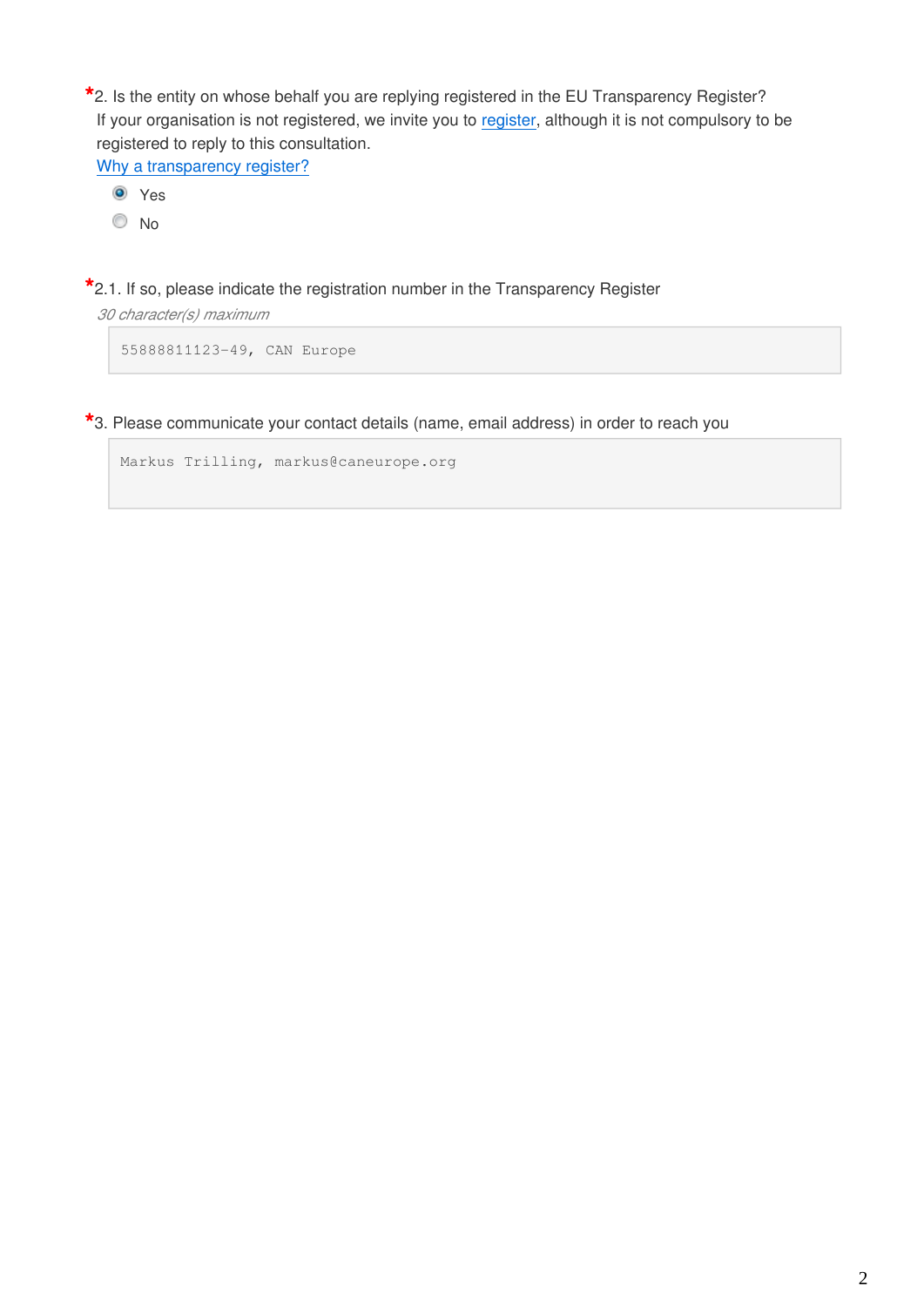*2. Is the entity on whose behalf you are replying registered in the EU Transparency Register?

If your organisation is not registered, we invite you to register, although it is not compulsory to be registered to reply to this consultation.

Why a transparency register?

- (x) Yes
- ( ) No

*2.1. If so, please indicate the registration number in the Transparency Register

*30 character(s) maximum*

```
55888811123-49, CAN Europe
```

*3. Please communicate your contact details (name, email address) in order to reach you

```
Markus Trilling, markus@caneurope.org
```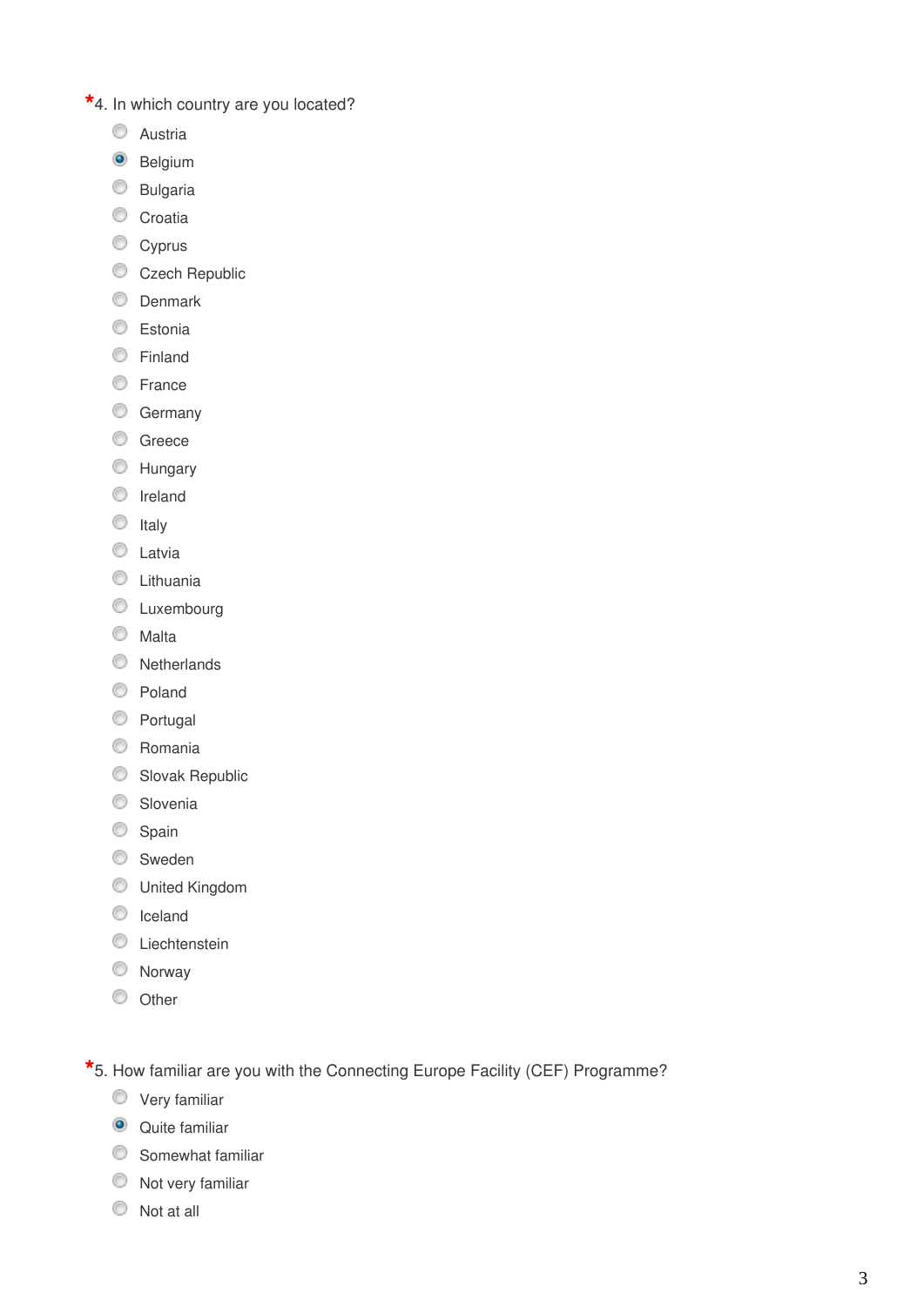*4. In which country are you located?

- ( ) Austria
- (•) Belgium
- ( ) Bulgaria
- ( ) Croatia
- ( ) Cyprus
- ( ) Czech Republic
- ( ) Denmark
- ( ) Estonia
- ( ) Finland
- ( ) France
- ( ) Germany
- ( ) Greece
- ( ) Hungary
- ( ) Ireland
- ( ) Italy
- ( ) Latvia
- ( ) Lithuania
- ( ) Luxembourg
- ( ) Malta
- ( ) Netherlands
- ( ) Poland
- ( ) Portugal
- ( ) Romania
- ( ) Slovak Republic
- ( ) Slovenia
- ( ) Spain
- ( ) Sweden
- ( ) United Kingdom
- ( ) Iceland
- ( ) Liechtenstein
- ( ) Norway
- ( ) Other

*5. How familiar are you with the Connecting Europe Facility (CEF) Programme?

- ( ) Very familiar
- (•) Quite familiar
- ( ) Somewhat familiar
- ( ) Not very familiar
- ( ) Not at all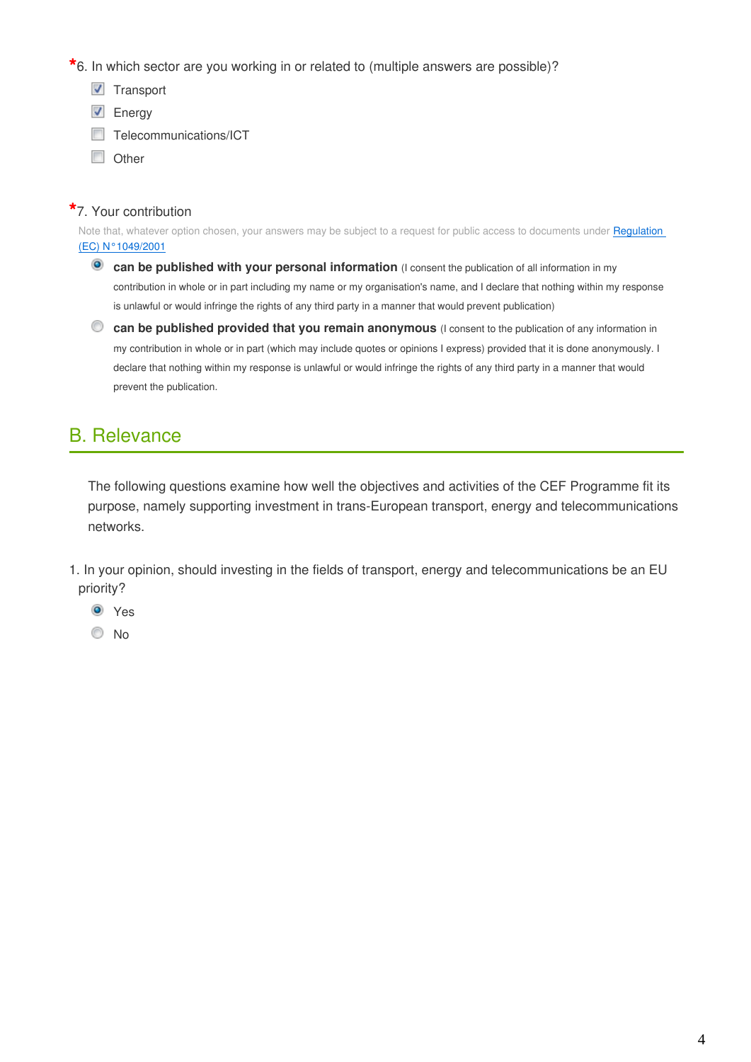*6. In which sector are you working in or related to (multiple answers are possible)?

- [x] Transport
- [x] Energy
- [ ] Telecommunications/ICT
- [ ] Other

*7. Your contribution

Note that, whatever option chosen, your answers may be subject to a request for public access to documents under Regulation (EC) N°1049/2001

- (•) **can be published with your personal information** (I consent the publication of all information in my contribution in whole or in part including my name or my organisation's name, and I declare that nothing within my response is unlawful or would infringe the rights of any third party in a manner that would prevent publication)
- ( ) **can be published provided that you remain anonymous** (I consent to the publication of any information in my contribution in whole or in part (which may include quotes or opinions I express) provided that it is done anonymously. I declare that nothing within my response is unlawful or would infringe the rights of any third party in a manner that would prevent the publication.

## B. Relevance

The following questions examine how well the objectives and activities of the CEF Programme fit its purpose, namely supporting investment in trans-European transport, energy and telecommunications networks.

1. In your opinion, should investing in the fields of transport, energy and telecommunications be an EU priority?

- (•) Yes
- ( ) No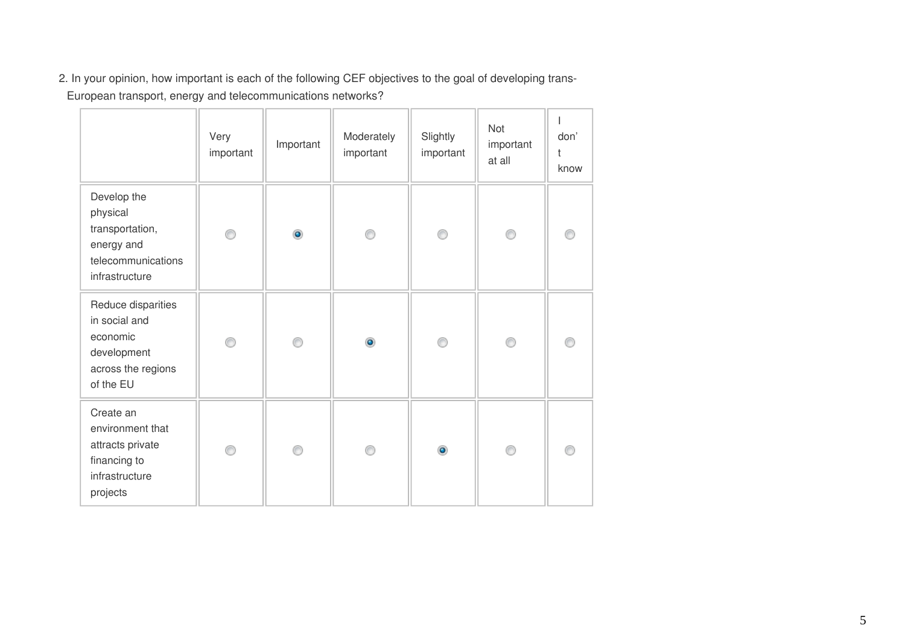2. In your opinion, how important is each of the following CEF objectives to the goal of developing trans-European transport, energy and telecommunications networks?

| | Very important | Important | Moderately important | Slightly important | Not important at all | I don't know |
|---|---|---|---|---|---|---|
| Develop the physical transportation, energy and telecommunications infrastructure | ○ | ● | ○ | ○ | ○ | ○ |
| Reduce disparities in social and economic development across the regions of the EU | ○ | ○ | ● | ○ | ○ | ○ |
| Create an environment that attracts private financing to infrastructure projects | ○ | ○ | ○ | ● | ○ | ○ |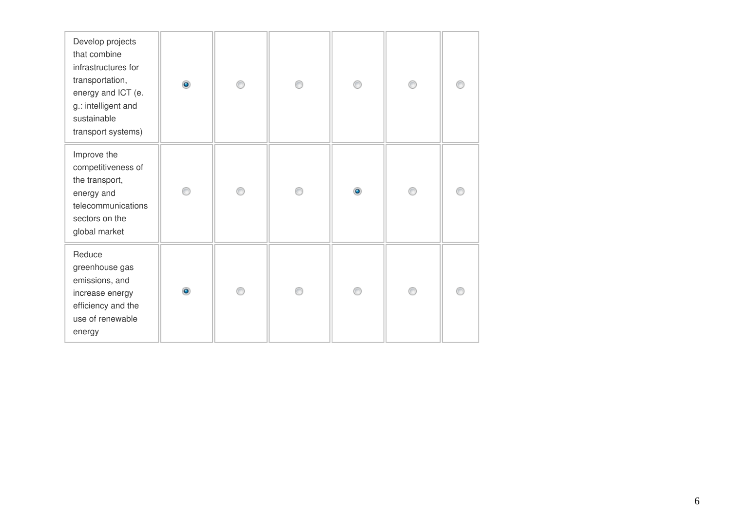| | | | | | | |
|---|---|---|---|---|---|---|
| Develop projects that combine infrastructures for transportation, energy and ICT (e.g.: intelligent and sustainable transport systems) | ◉ | ○ | ○ | ○ | ○ | ○ |
| Improve the competitiveness of the transport, energy and telecommunications sectors on the global market | ○ | ○ | ○ | ◉ | ○ | ○ |
| Reduce greenhouse gas emissions, and increase energy efficiency and the use of renewable energy | ◉ | ○ | ○ | ○ | ○ | ○ |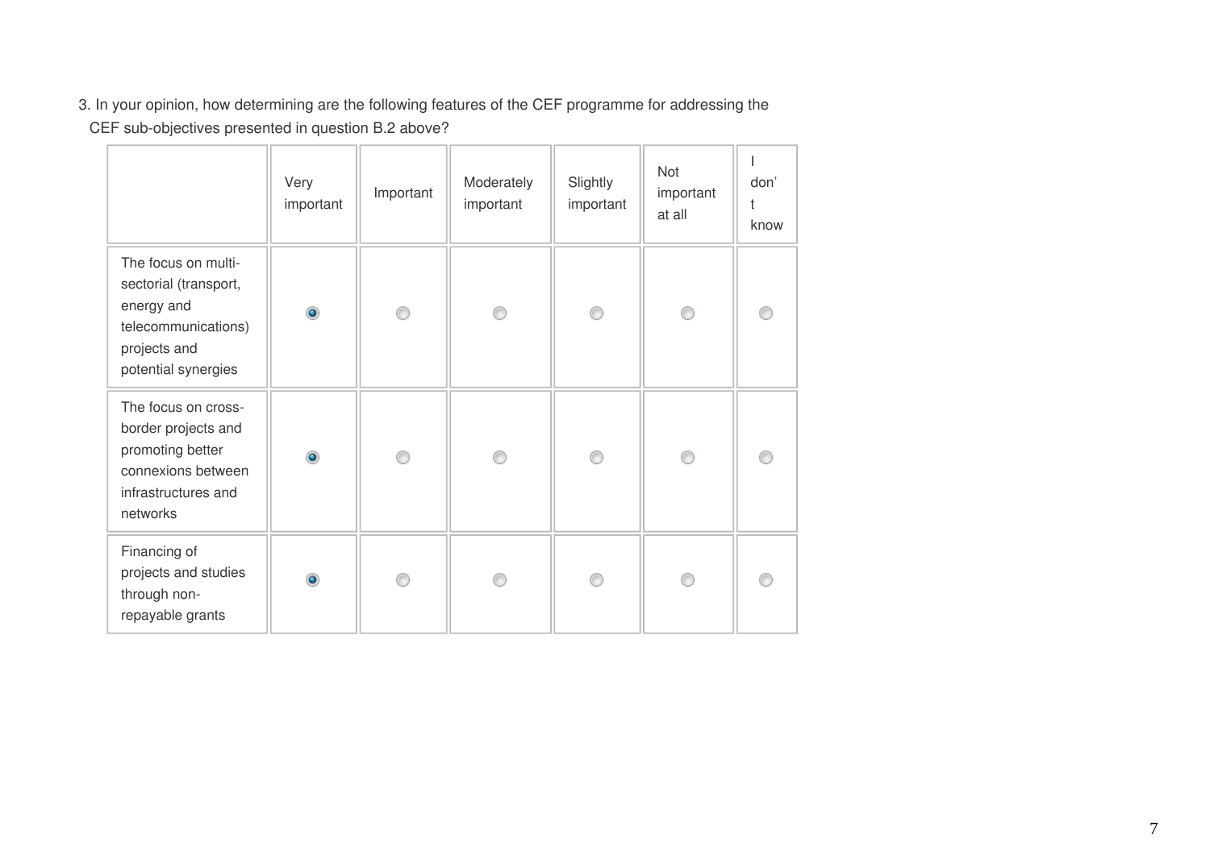3. In your opinion, how determining are the following features of the CEF programme for addressing the CEF sub-objectives presented in question B.2 above?

| | Very important | Important | Moderately important | Slightly important | Not important at all | I don't know |
|---|---|---|---|---|---|---|
| The focus on multi-sectorial (transport, energy and telecommunications) projects and potential synergies | ◉ | ○ | ○ | ○ | ○ | ○ |
| The focus on cross-border projects and promoting better connexions between infrastructures and networks | ◉ | ○ | ○ | ○ | ○ | ○ |
| Financing of projects and studies through non-repayable grants | ◉ | ○ | ○ | ○ | ○ | ○ |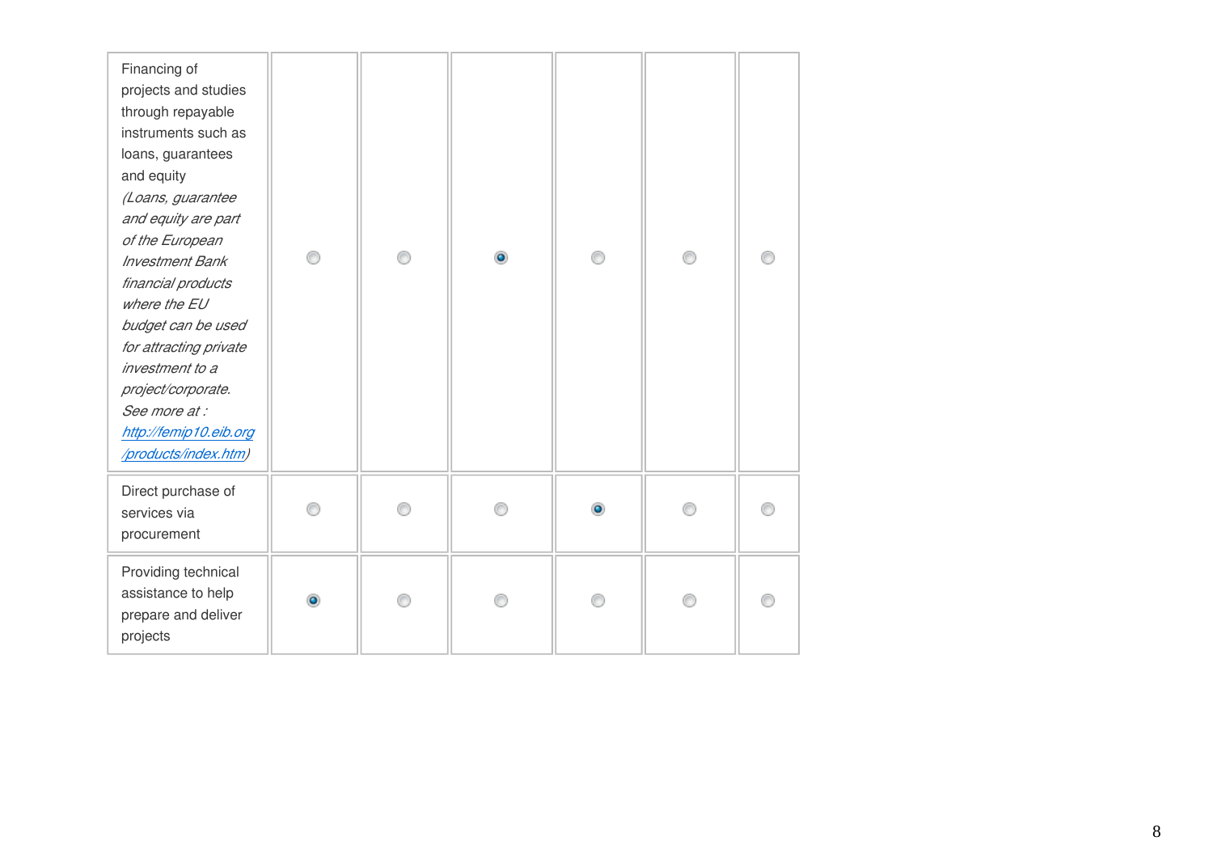| | | | | | | |
|---|---|---|---|---|---|---|
| Financing of projects and studies through repayable instruments such as loans, guarantees and equity *(Loans, guarantee and equity are part of the European Investment Bank financial products where the EU budget can be used for attracting private investment to a project/corporate. See more at : [http://femip10.eib.org/products/index.htm](http://femip10.eib.org/products/index.htm))* | ○ | ○ | ● | ○ | ○ | ○ |
| Direct purchase of services via procurement | ○ | ○ | ○ | ● | ○ | ○ |
| Providing technical assistance to help prepare and deliver projects | ● | ○ | ○ | ○ | ○ | ○ |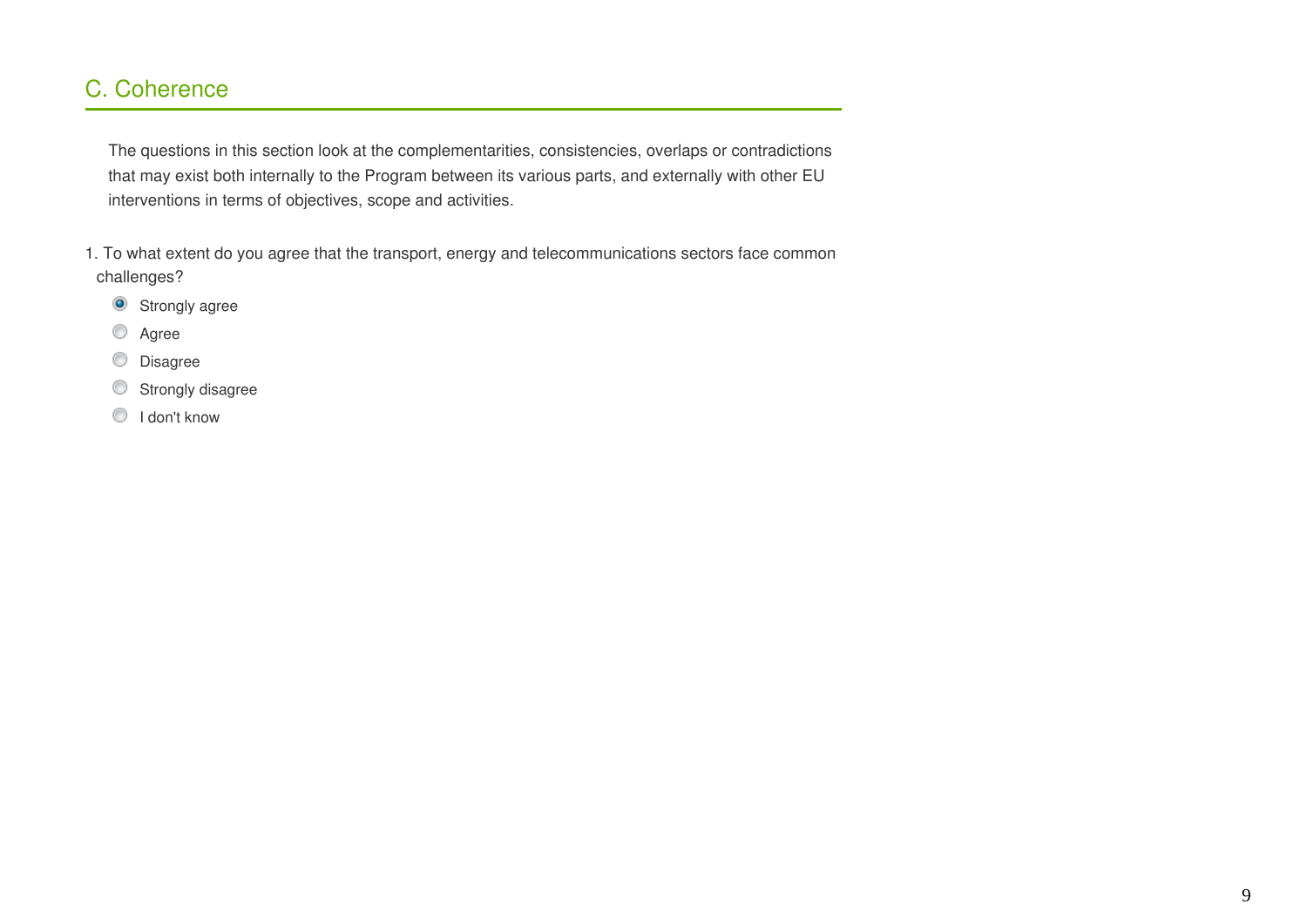## C. Coherence

The questions in this section look at the complementarities, consistencies, overlaps or contradictions that may exist both internally to the Program between its various parts, and externally with other EU interventions in terms of objectives, scope and activities.

1. To what extent do you agree that the transport, energy and telecommunications sectors face common challenges?

- (x) Strongly agree
- ( ) Agree
- ( ) Disagree
- ( ) Strongly disagree
- ( ) I don't know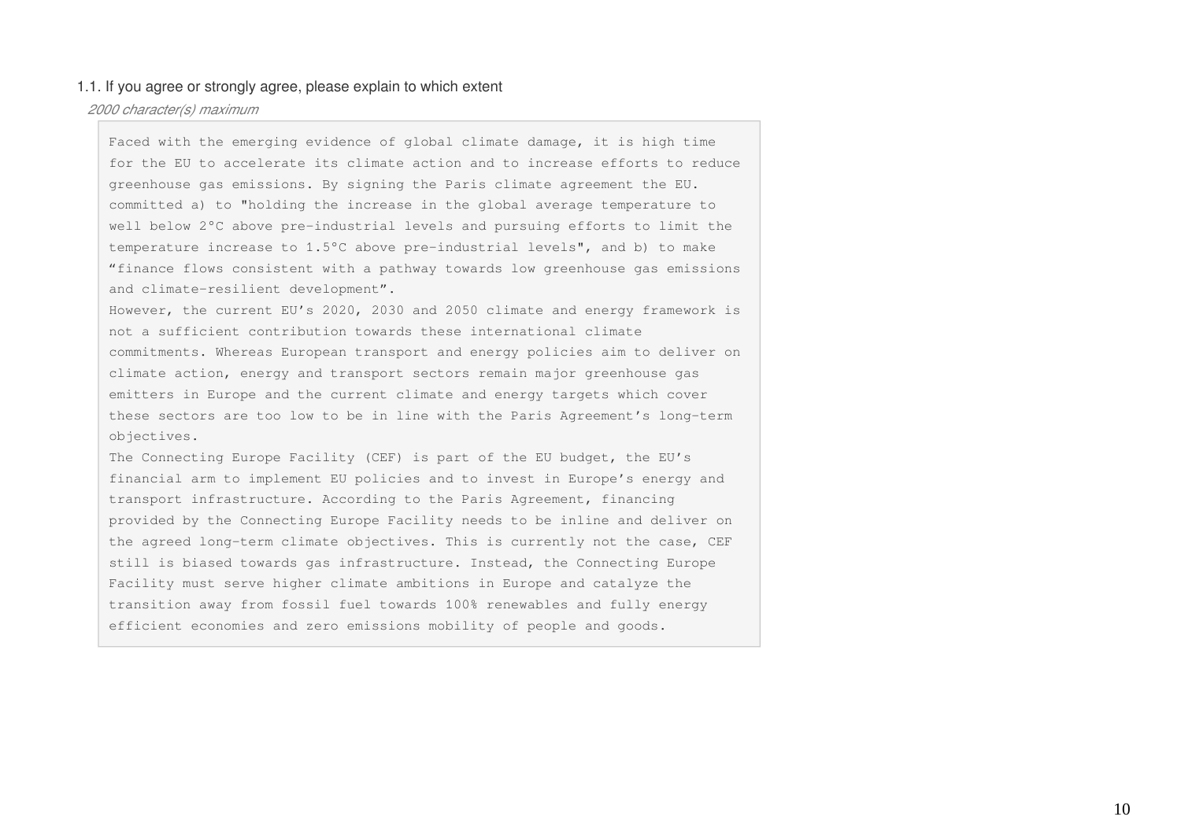1.1. If you agree or strongly agree, please explain to which extent

*2000 character(s) maximum*

Faced with the emerging evidence of global climate damage, it is high time for the EU to accelerate its climate action and to increase efforts to reduce greenhouse gas emissions. By signing the Paris climate agreement the EU. committed a) to "holding the increase in the global average temperature to well below 2°C above pre-industrial levels and pursuing efforts to limit the temperature increase to 1.5°C above pre-industrial levels", and b) to make “finance flows consistent with a pathway towards low greenhouse gas emissions and climate-resilient development”.
However, the current EU’s 2020, 2030 and 2050 climate and energy framework is not a sufficient contribution towards these international climate commitments. Whereas European transport and energy policies aim to deliver on climate action, energy and transport sectors remain major greenhouse gas emitters in Europe and the current climate and energy targets which cover these sectors are too low to be in line with the Paris Agreement’s long-term objectives.
The Connecting Europe Facility (CEF) is part of the EU budget, the EU’s financial arm to implement EU policies and to invest in Europe’s energy and transport infrastructure. According to the Paris Agreement, financing provided by the Connecting Europe Facility needs to be inline and deliver on the agreed long-term climate objectives. This is currently not the case, CEF still is biased towards gas infrastructure. Instead, the Connecting Europe Facility must serve higher climate ambitions in Europe and catalyze the transition away from fossil fuel towards 100% renewables and fully energy efficient economies and zero emissions mobility of people and goods.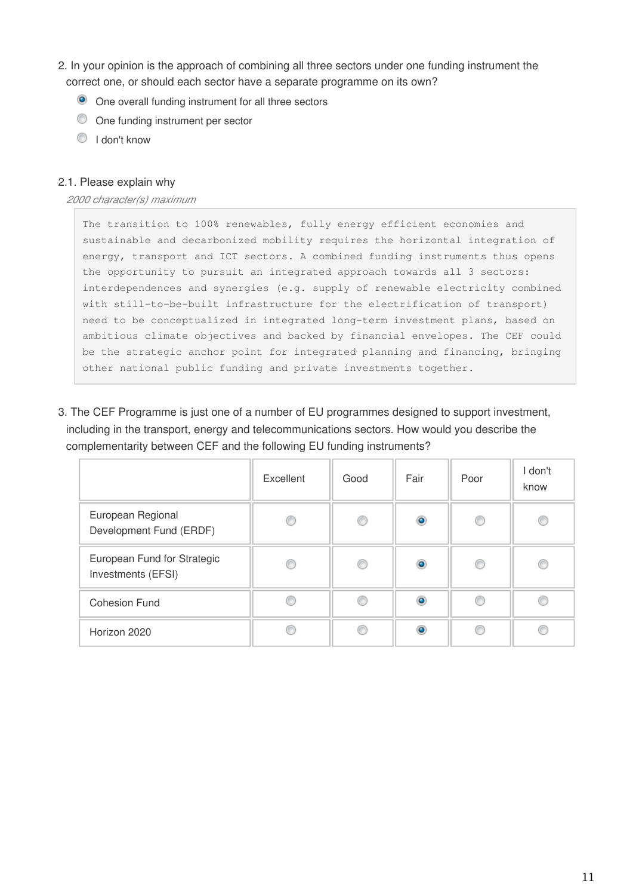2. In your opinion is the approach of combining all three sectors under one funding instrument the correct one, or should each sector have a separate programme on its own?

- (•) One overall funding instrument for all three sectors
- ( ) One funding instrument per sector
- ( ) I don't know

2.1. Please explain why

*2000 character(s) maximum*

```
The transition to 100% renewables, fully energy efficient economies and
sustainable and decarbonized mobility requires the horizontal integration of
energy, transport and ICT sectors. A combined funding instruments thus opens
the opportunity to pursuit an integrated approach towards all 3 sectors:
interdependences and synergies (e.g. supply of renewable electricity combined
with still-to-be-built infrastructure for the electrification of transport)
need to be conceptualized in integrated long-term investment plans, based on
ambitious climate objectives and backed by financial envelopes. The CEF could
be the strategic anchor point for integrated planning and financing, bringing
other national public funding and private investments together.
```

3. The CEF Programme is just one of a number of EU programmes designed to support investment, including in the transport, energy and telecommunications sectors. How would you describe the complementarity between CEF and the following EU funding instruments?

| | Excellent | Good | Fair | Poor | I don't know |
|---|---|---|---|---|---|
| European Regional Development Fund (ERDF) | ( ) | ( ) | (•) | ( ) | ( ) |
| European Fund for Strategic Investments (EFSI) | ( ) | ( ) | (•) | ( ) | ( ) |
| Cohesion Fund | ( ) | ( ) | (•) | ( ) | ( ) |
| Horizon 2020 | ( ) | ( ) | (•) | ( ) | ( ) |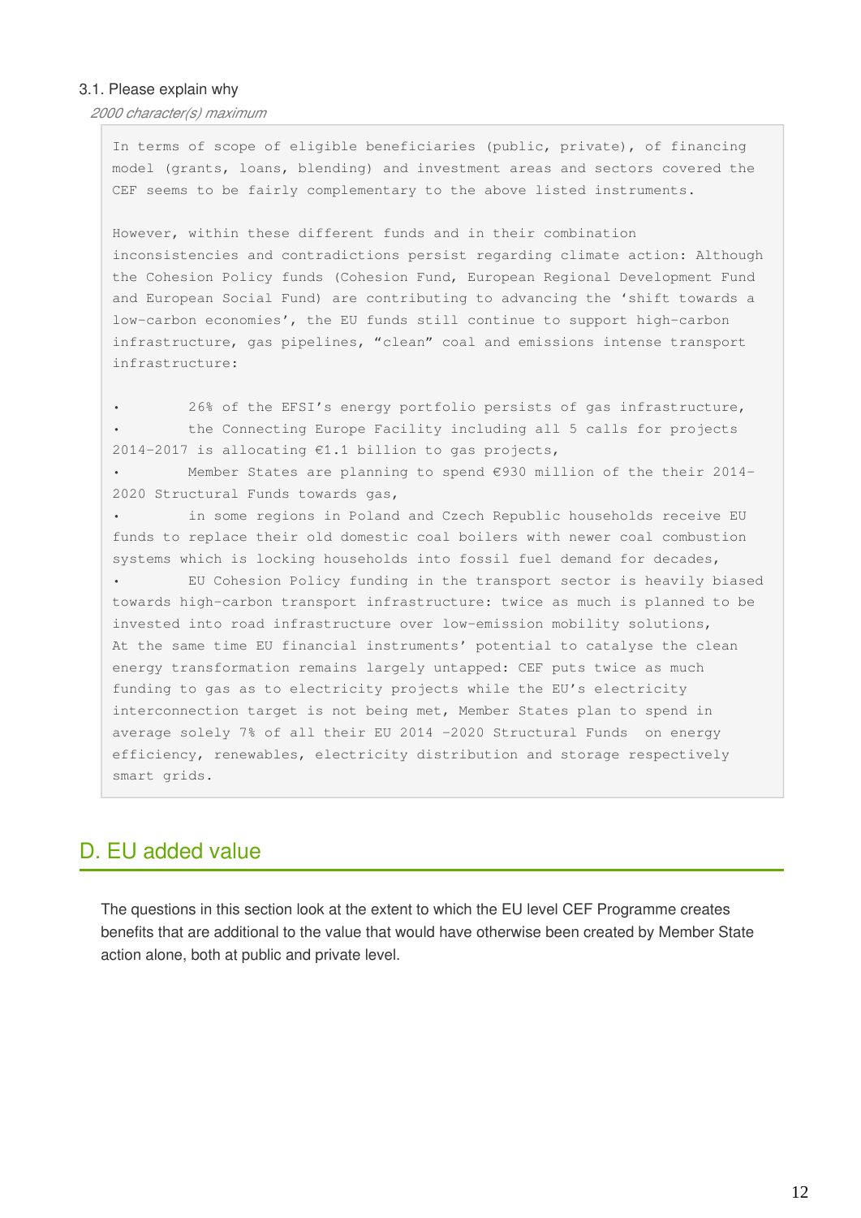3.1. Please explain why

*2000 character(s) maximum*

In terms of scope of eligible beneficiaries (public, private), of financing model (grants, loans, blending) and investment areas and sectors covered the CEF seems to be fairly complementary to the above listed instruments.

However, within these different funds and in their combination inconsistencies and contradictions persist regarding climate action: Although the Cohesion Policy funds (Cohesion Fund, European Regional Development Fund and European Social Fund) are contributing to advancing the 'shift towards a low-carbon economies', the EU funds still continue to support high-carbon infrastructure, gas pipelines, "clean" coal and emissions intense transport infrastructure:

- 26% of the EFSI's energy portfolio persists of gas infrastructure,
- the Connecting Europe Facility including all 5 calls for projects 2014-2017 is allocating €1.1 billion to gas projects,
- Member States are planning to spend €930 million of the their 2014-2020 Structural Funds towards gas,
- in some regions in Poland and Czech Republic households receive EU funds to replace their old domestic coal boilers with newer coal combustion systems which is locking households into fossil fuel demand for decades,
- EU Cohesion Policy funding in the transport sector is heavily biased towards high-carbon transport infrastructure: twice as much is planned to be invested into road infrastructure over low-emission mobility solutions,

At the same time EU financial instruments' potential to catalyse the clean energy transformation remains largely untapped: CEF puts twice as much funding to gas as to electricity projects while the EU's electricity interconnection target is not being met, Member States plan to spend in average solely 7% of all their EU 2014 -2020 Structural Funds on energy efficiency, renewables, electricity distribution and storage respectively smart grids.

## D. EU added value

The questions in this section look at the extent to which the EU level CEF Programme creates benefits that are additional to the value that would have otherwise been created by Member State action alone, both at public and private level.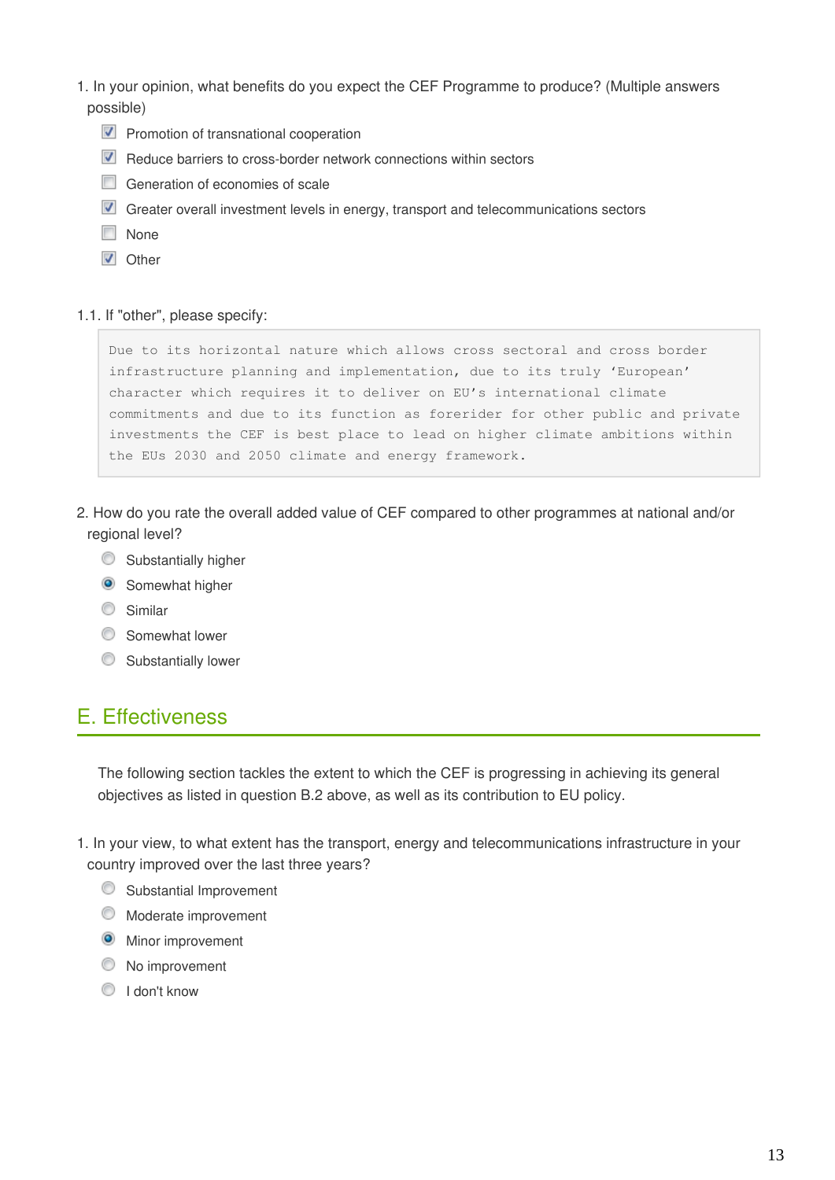1. In your opinion, what benefits do you expect the CEF Programme to produce? (Multiple answers possible)

- [x] Promotion of transnational cooperation
- [x] Reduce barriers to cross-border network connections within sectors
- [ ] Generation of economies of scale
- [x] Greater overall investment levels in energy, transport and telecommunications sectors
- [ ] None
- [x] Other

1.1. If "other", please specify:

```
Due to its horizontal nature which allows cross sectoral and cross border
infrastructure planning and implementation, due to its truly ‘European’
character which requires it to deliver on EU’s international climate
commitments and due to its function as forerider for other public and private
investments the CEF is best place to lead on higher climate ambitions within
the EUs 2030 and 2050 climate and energy framework.
```

2. How do you rate the overall added value of CEF compared to other programmes at national and/or regional level?

- ( ) Substantially higher
- (•) Somewhat higher
- ( ) Similar
- ( ) Somewhat lower
- ( ) Substantially lower

## E. Effectiveness

The following section tackles the extent to which the CEF is progressing in achieving its general objectives as listed in question B.2 above, as well as its contribution to EU policy.

1. In your view, to what extent has the transport, energy and telecommunications infrastructure in your country improved over the last three years?

- ( ) Substantial Improvement
- ( ) Moderate improvement
- (•) Minor improvement
- ( ) No improvement
- ( ) I don't know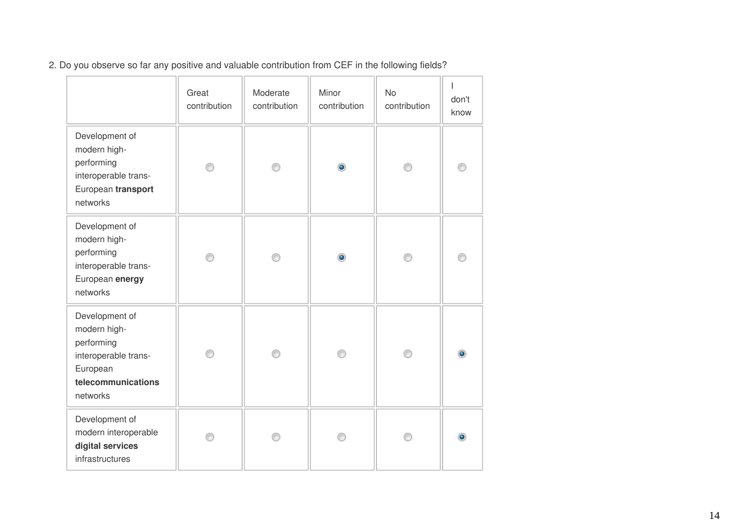2. Do you observe so far any positive and valuable contribution from CEF in the following fields?

| | Great contribution | Moderate contribution | Minor contribution | No contribution | I don't know |
|---|---|---|---|---|---|
| Development of modern high-performing interoperable trans-European **transport** networks | ○ | ○ | ● | ○ | ○ |
| Development of modern high-performing interoperable trans-European **energy** networks | ○ | ○ | ● | ○ | ○ |
| Development of modern high-performing interoperable trans-European **telecommunications** networks | ○ | ○ | ○ | ○ | ● |
| Development of modern interoperable **digital services** infrastructures | ○ | ○ | ○ | ○ | ● |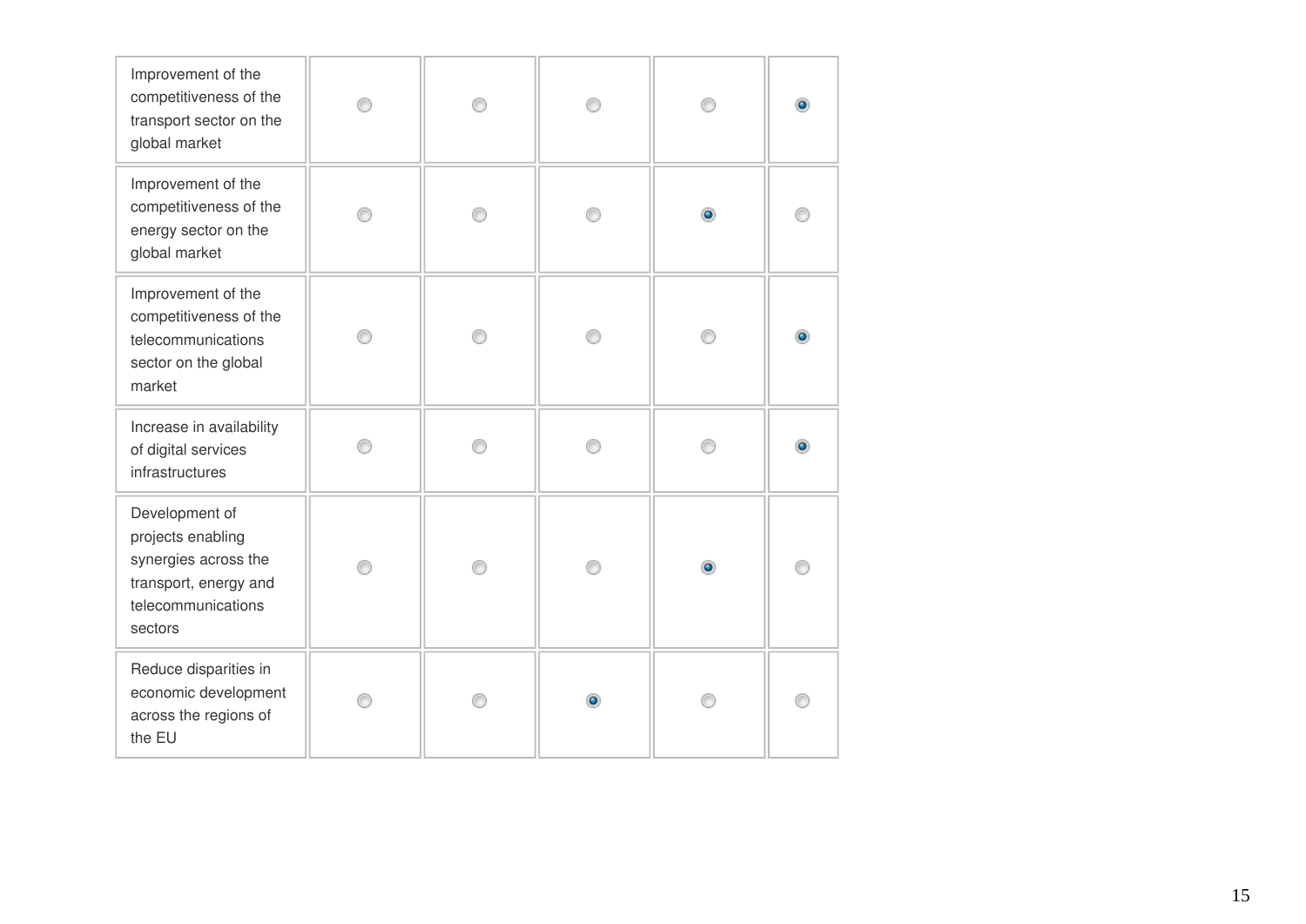| | | | | | |
|---|---|---|---|---|---|
| Improvement of the competitiveness of the transport sector on the global market | ○ | ○ | ○ | ○ | ● |
| Improvement of the competitiveness of the energy sector on the global market | ○ | ○ | ○ | ● | ○ |
| Improvement of the competitiveness of the telecommunications sector on the global market | ○ | ○ | ○ | ○ | ● |
| Increase in availability of digital services infrastructures | ○ | ○ | ○ | ○ | ● |
| Development of projects enabling synergies across the transport, energy and telecommunications sectors | ○ | ○ | ○ | ● | ○ |
| Reduce disparities in economic development across the regions of the EU | ○ | ○ | ● | ○ | ○ |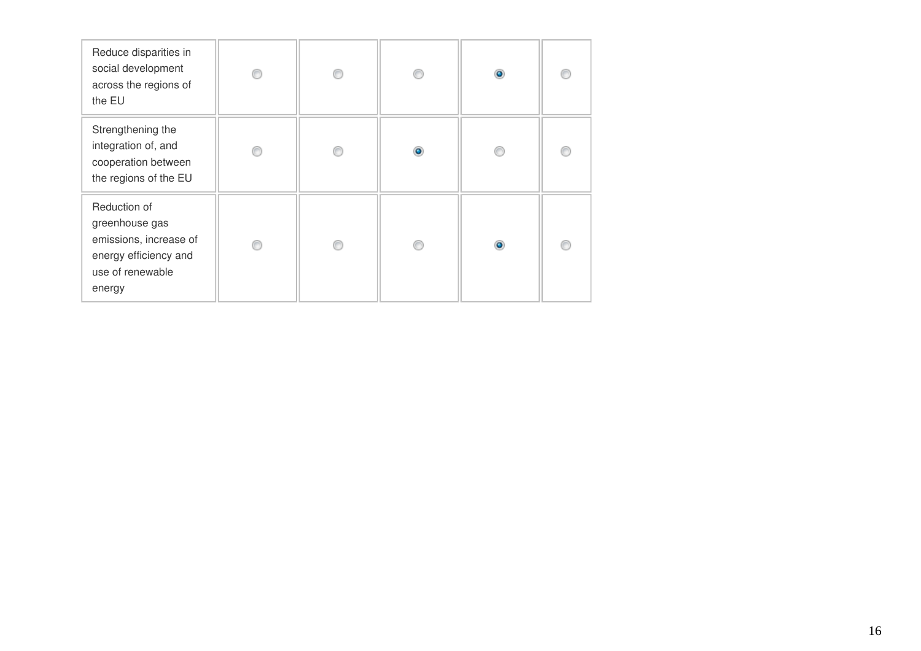| | | | | | |
|---|---|---|---|---|---|
| Reduce disparities in social development across the regions of the EU | ○ | ○ | ○ | ● | ○ |
| Strengthening the integration of, and cooperation between the regions of the EU | ○ | ○ | ● | ○ | ○ |
| Reduction of greenhouse gas emissions, increase of energy efficiency and use of renewable energy | ○ | ○ | ○ | ● | ○ |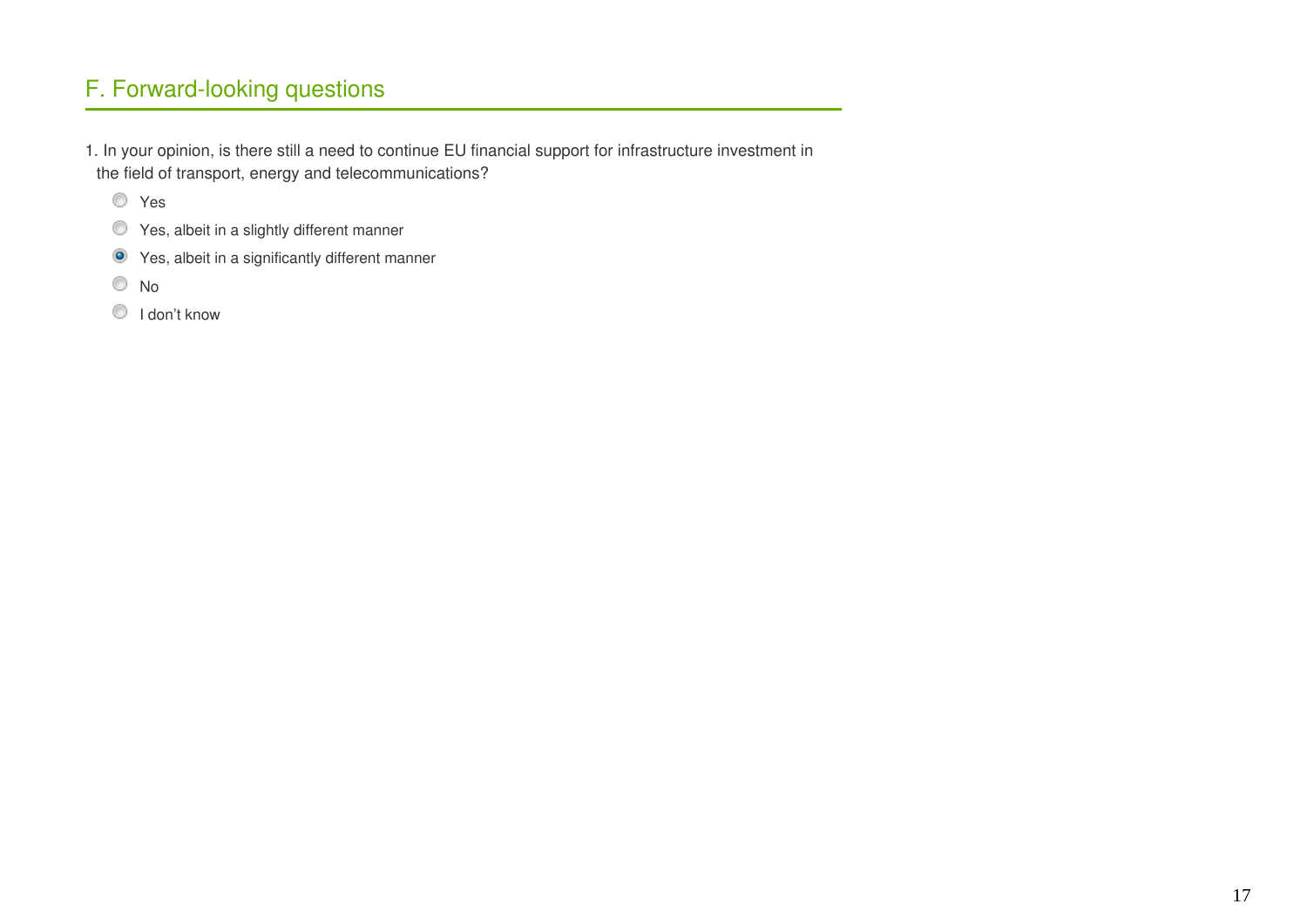## F. Forward-looking questions

1. In your opinion, is there still a need to continue EU financial support for infrastructure investment in the field of transport, energy and telecommunications?

- ○ Yes
- ○ Yes, albeit in a slightly different manner
- ● Yes, albeit in a significantly different manner
- ○ No
- ○ I don't know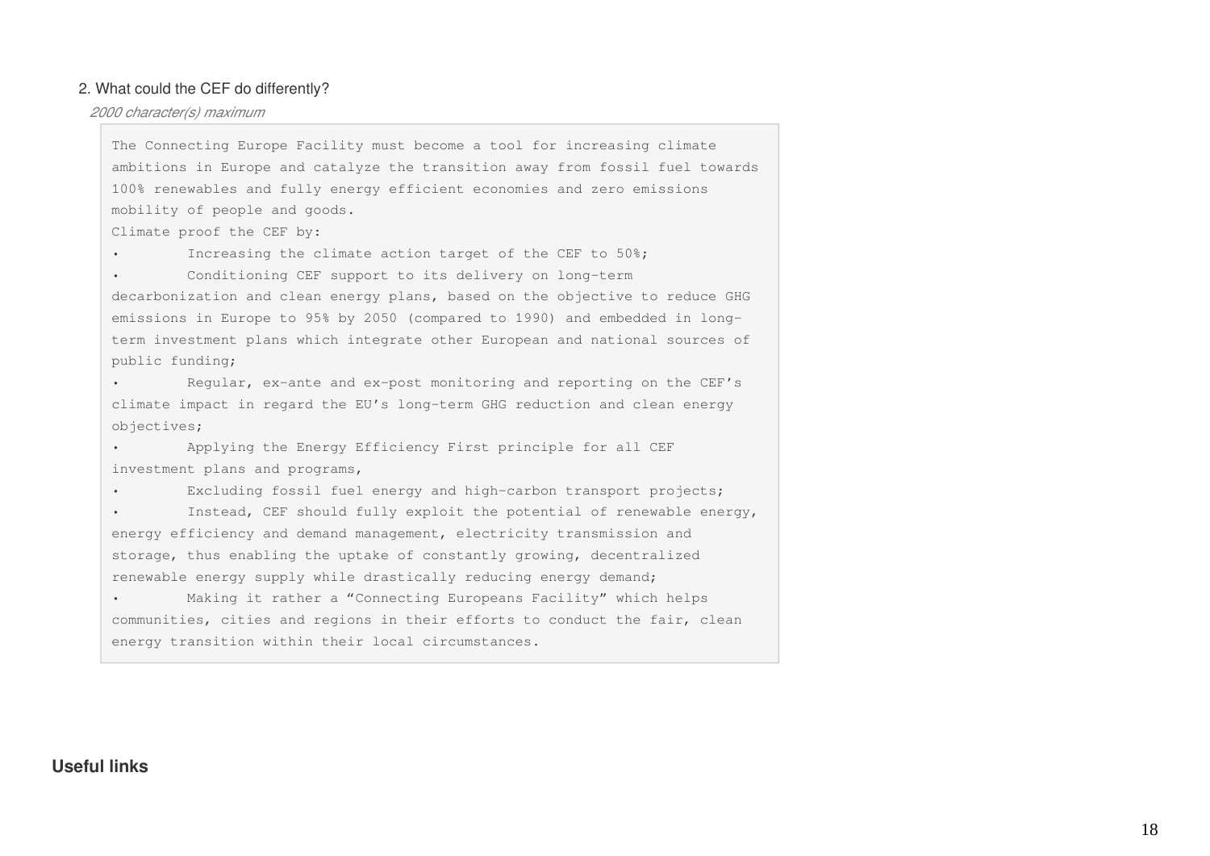2. What could the CEF do differently?

*2000 character(s) maximum*

The Connecting Europe Facility must become a tool for increasing climate ambitions in Europe and catalyze the transition away from fossil fuel towards 100% renewables and fully energy efficient economies and zero emissions mobility of people and goods.

Climate proof the CEF by:

- Increasing the climate action target of the CEF to 50%;
- Conditioning CEF support to its delivery on long-term decarbonization and clean energy plans, based on the objective to reduce GHG emissions in Europe to 95% by 2050 (compared to 1990) and embedded in long-term investment plans which integrate other European and national sources of public funding;
- Regular, ex-ante and ex-post monitoring and reporting on the CEF's climate impact in regard the EU's long-term GHG reduction and clean energy objectives;
- Applying the Energy Efficiency First principle for all CEF investment plans and programs,
- Excluding fossil fuel energy and high-carbon transport projects;
- Instead, CEF should fully exploit the potential of renewable energy, energy efficiency and demand management, electricity transmission and storage, thus enabling the uptake of constantly growing, decentralized renewable energy supply while drastically reducing energy demand;
- Making it rather a "Connecting Europeans Facility" which helps communities, cities and regions in their efforts to conduct the fair, clean energy transition within their local circumstances.

**Useful links**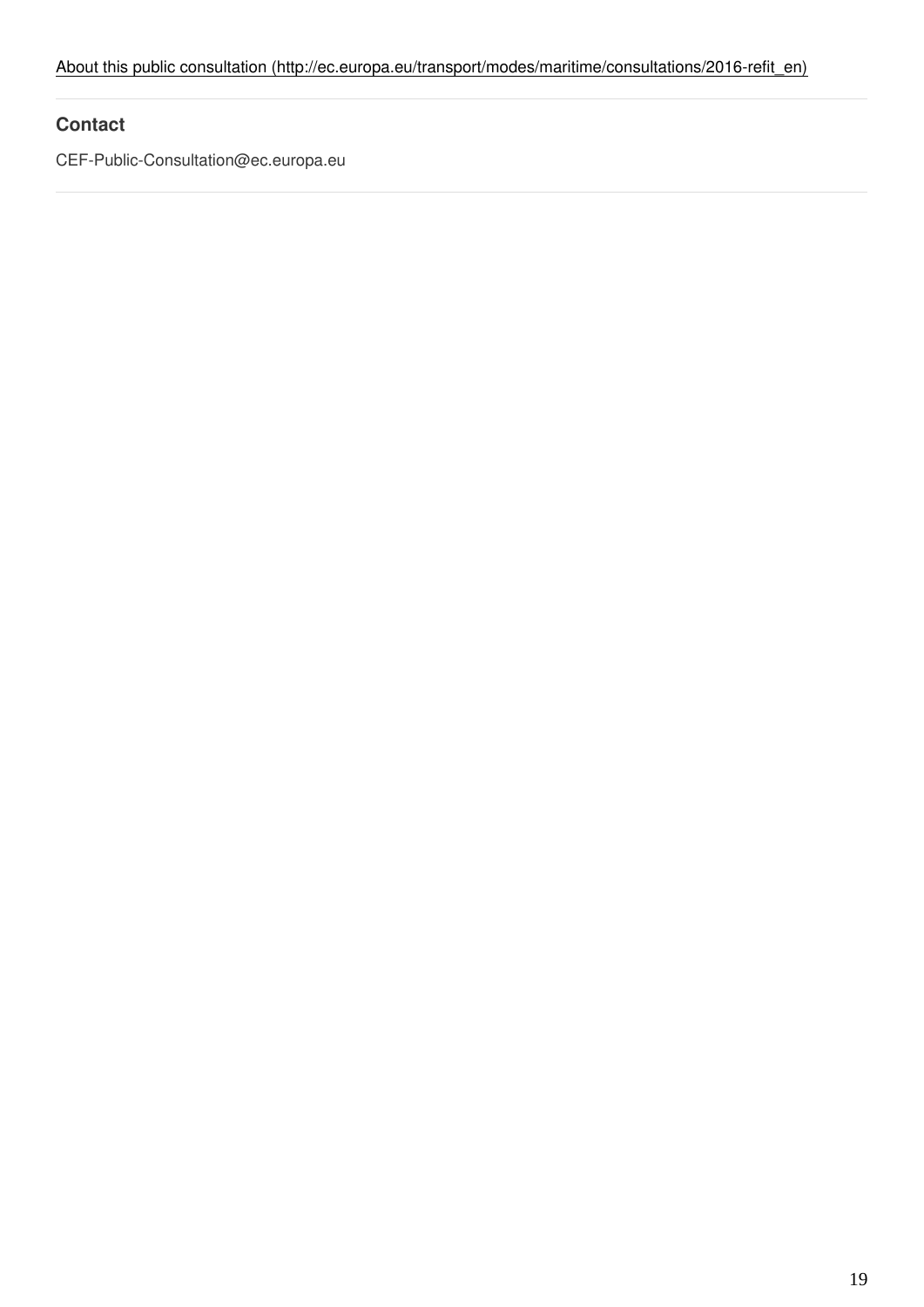About this public consultation (http://ec.europa.eu/transport/modes/maritime/consultations/2016-refit_en)

## Contact

CEF-Public-Consultation@ec.europa.eu